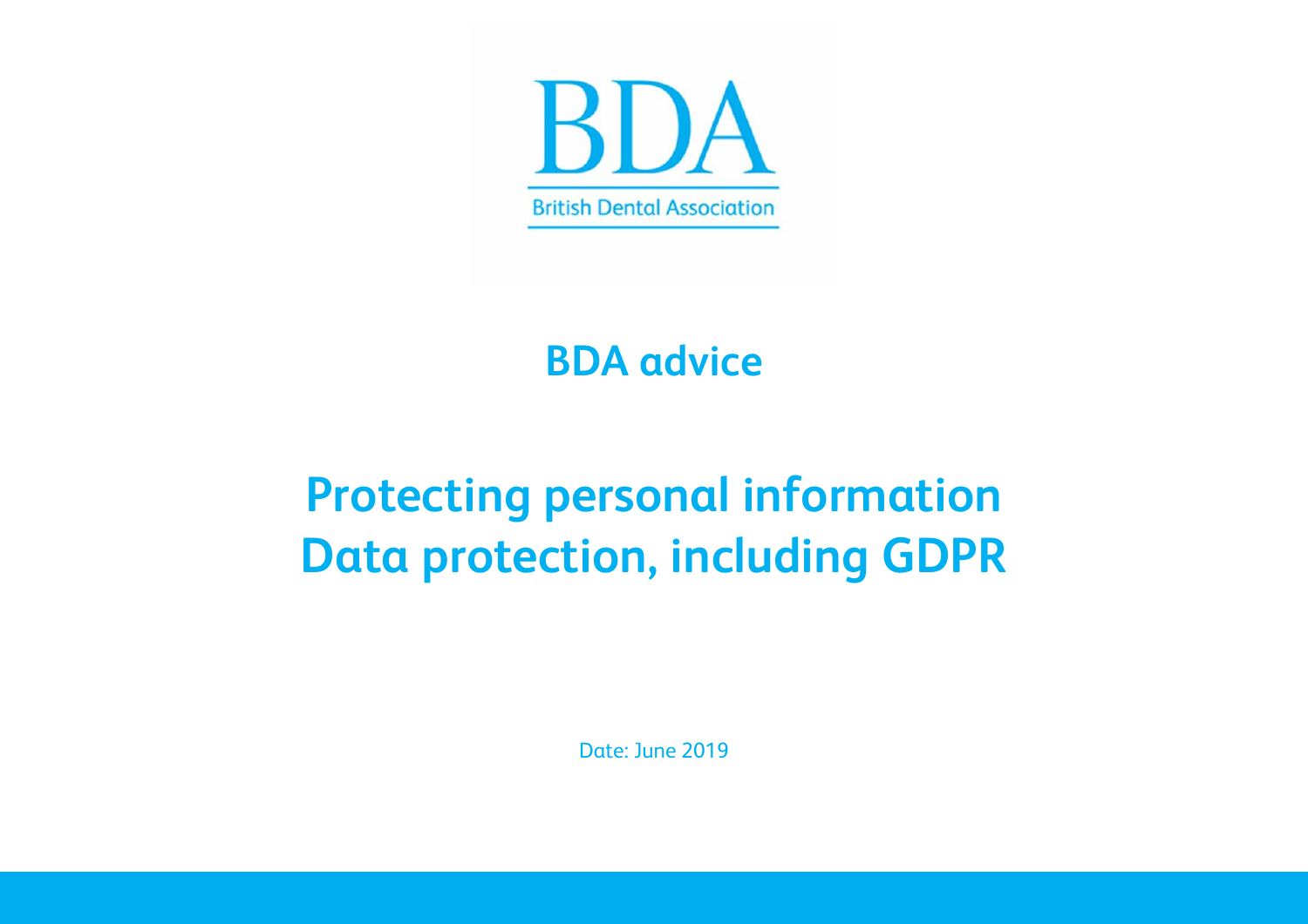BDA

British Dental Association

## BDA advice

# Protecting personal information
# Data protection, including GDPR

Date: June 2019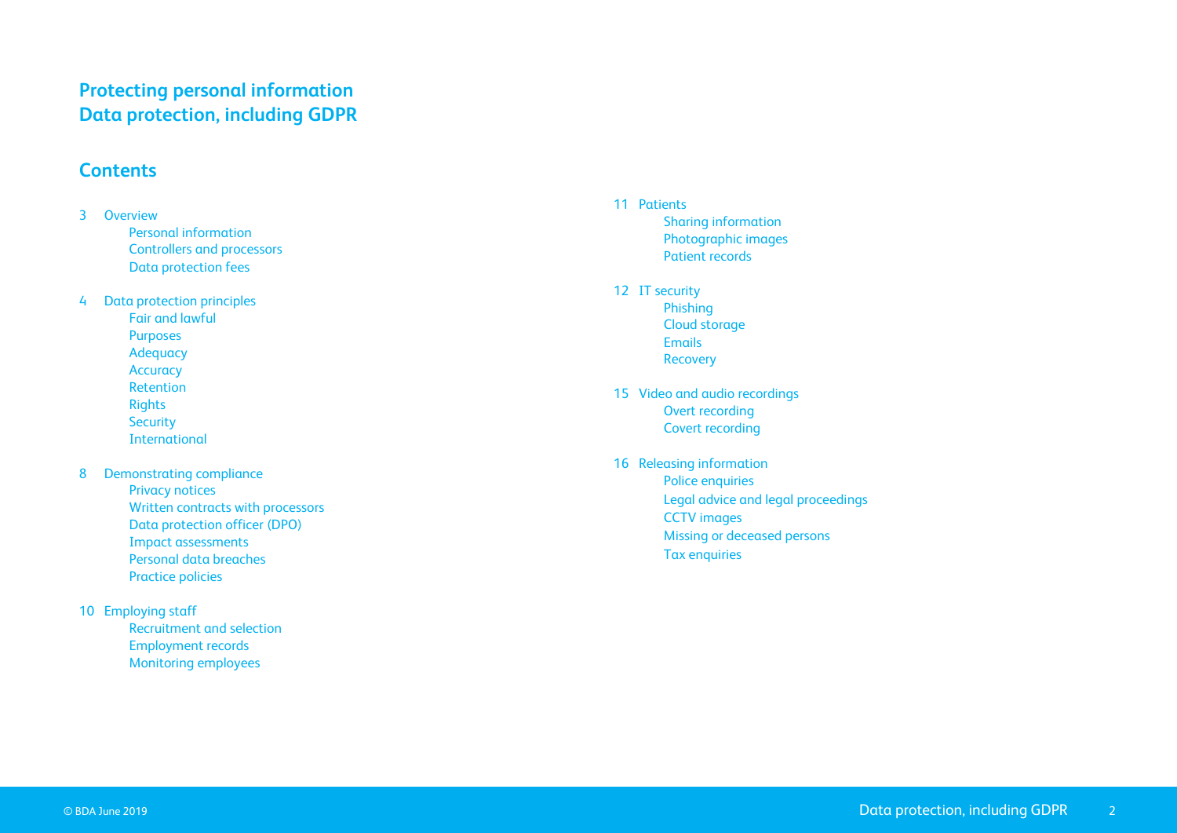# Protecting personal information
# Data protection, including GDPR

## Contents

3 Overview
- Personal information
- Controllers and processors
- Data protection fees

4 Data protection principles
- Fair and lawful
- Purposes
- Adequacy
- Accuracy
- Retention
- Rights
- Security
- International

8 Demonstrating compliance
- Privacy notices
- Written contracts with processors
- Data protection officer (DPO)
- Impact assessments
- Personal data breaches
- Practice policies

10 Employing staff
- Recruitment and selection
- Employment records
- Monitoring employees

11 Patients
- Sharing information
- Photographic images
- Patient records

12 IT security
- Phishing
- Cloud storage
- Emails
- Recovery

15 Video and audio recordings
- Overt recording
- Covert recording

16 Releasing information
- Police enquiries
- Legal advice and legal proceedings
- CCTV images
- Missing or deceased persons
- Tax enquiries

© BDA June 2019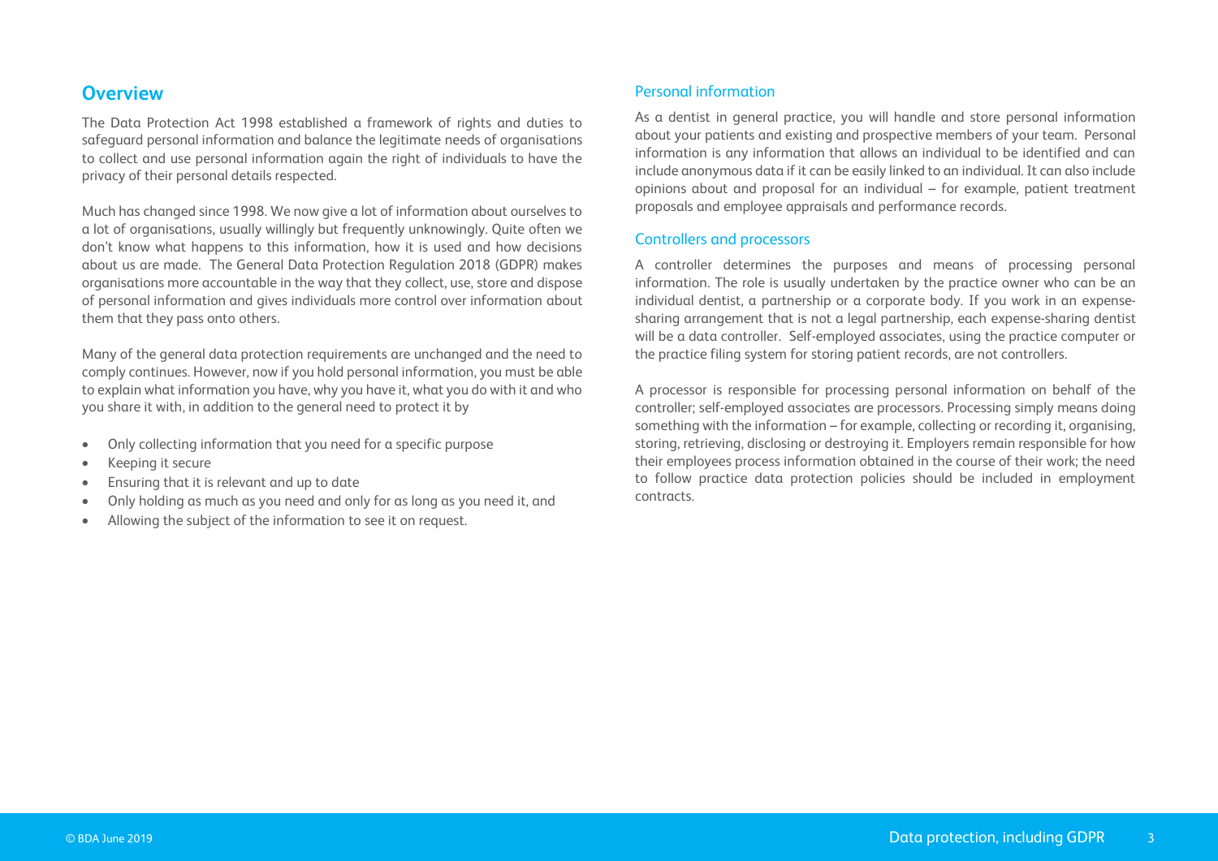## Overview

The Data Protection Act 1998 established a framework of rights and duties to safeguard personal information and balance the legitimate needs of organisations to collect and use personal information again the right of individuals to have the privacy of their personal details respected.

Much has changed since 1998. We now give a lot of information about ourselves to a lot of organisations, usually willingly but frequently unknowingly. Quite often we don't know what happens to this information, how it is used and how decisions about us are made. The General Data Protection Regulation 2018 (GDPR) makes organisations more accountable in the way that they collect, use, store and dispose of personal information and gives individuals more control over information about them that they pass onto others.

Many of the general data protection requirements are unchanged and the need to comply continues. However, now if you hold personal information, you must be able to explain what information you have, why you have it, what you do with it and who you share it with, in addition to the general need to protect it by

- Only collecting information that you need for a specific purpose
- Keeping it secure
- Ensuring that it is relevant and up to date
- Only holding as much as you need and only for as long as you need it, and
- Allowing the subject of the information to see it on request.

### Personal information

As a dentist in general practice, you will handle and store personal information about your patients and existing and prospective members of your team. Personal information is any information that allows an individual to be identified and can include anonymous data if it can be easily linked to an individual. It can also include opinions about and proposal for an individual – for example, patient treatment proposals and employee appraisals and performance records.

### Controllers and processors

A controller determines the purposes and means of processing personal information. The role is usually undertaken by the practice owner who can be an individual dentist, a partnership or a corporate body. If you work in an expense-sharing arrangement that is not a legal partnership, each expense-sharing dentist will be a data controller. Self-employed associates, using the practice computer or the practice filing system for storing patient records, are not controllers.

A processor is responsible for processing personal information on behalf of the controller; self-employed associates are processors. Processing simply means doing something with the information – for example, collecting or recording it, organising, storing, retrieving, disclosing or destroying it. Employers remain responsible for how their employees process information obtained in the course of their work; the need to follow practice data protection policies should be included in employment contracts.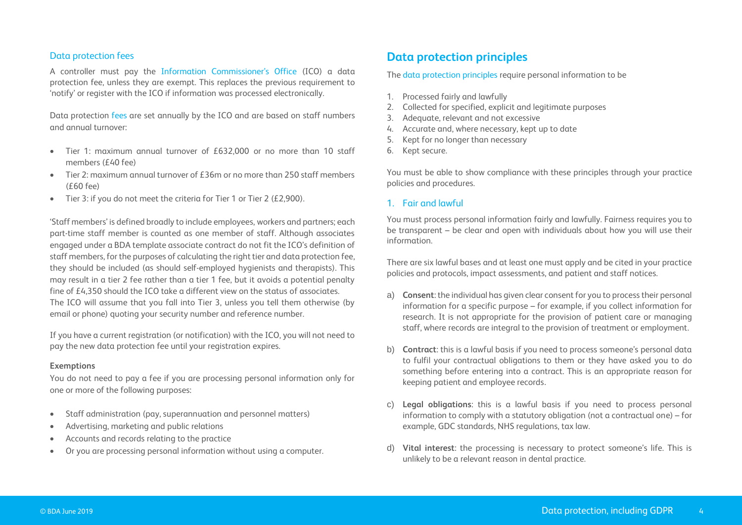### Data protection fees

A controller must pay the Information Commissioner's Office (ICO) a data protection fee, unless they are exempt. This replaces the previous requirement to 'notify' or register with the ICO if information was processed electronically.

Data protection fees are set annually by the ICO and are based on staff numbers and annual turnover:

- Tier 1: maximum annual turnover of £632,000 or no more than 10 staff members (£40 fee)
- Tier 2: maximum annual turnover of £36m or no more than 250 staff members (£60 fee)
- Tier 3: if you do not meet the criteria for Tier 1 or Tier 2 (£2,900).

'Staff members' is defined broadly to include employees, workers and partners; each part-time staff member is counted as one member of staff. Although associates engaged under a BDA template associate contract do not fit the ICO's definition of staff members, for the purposes of calculating the right tier and data protection fee, they should be included (as should self-employed hygienists and therapists). This may result in a tier 2 fee rather than a tier 1 fee, but it avoids a potential penalty fine of £4,350 should the ICO take a different view on the status of associates.
The ICO will assume that you fall into Tier 3, unless you tell them otherwise (by email or phone) quoting your security number and reference number.

If you have a current registration (or notification) with the ICO, you will not need to pay the new data protection fee until your registration expires.

**Exemptions**

You do not need to pay a fee if you are processing personal information only for one or more of the following purposes:

- Staff administration (pay, superannuation and personnel matters)
- Advertising, marketing and public relations
- Accounts and records relating to the practice
- Or you are processing personal information without using a computer.

## Data protection principles

The data protection principles require personal information to be

1. Processed fairly and lawfully
2. Collected for specified, explicit and legitimate purposes
3. Adequate, relevant and not excessive
4. Accurate and, where necessary, kept up to date
5. Kept for no longer than necessary
6. Kept secure.

You must be able to show compliance with these principles through your practice policies and procedures.

### 1. Fair and lawful

You must process personal information fairly and lawfully. Fairness requires you to be transparent – be clear and open with individuals about how you will use their information.

There are six lawful bases and at least one must apply and be cited in your practice policies and protocols, impact assessments, and patient and staff notices.

a) **Consent**: the individual has given clear consent for you to process their personal information for a specific purpose – for example, if you collect information for research. It is not appropriate for the provision of patient care or managing staff, where records are integral to the provision of treatment or employment.

b) **Contract**: this is a lawful basis if you need to process someone's personal data to fulfil your contractual obligations to them or they have asked you to do something before entering into a contract. This is an appropriate reason for keeping patient and employee records.

c) **Legal obligations**: this is a lawful basis if you need to process personal information to comply with a statutory obligation (not a contractual one) – for example, GDC standards, NHS regulations, tax law.

d) **Vital interest**: the processing is necessary to protect someone's life. This is unlikely to be a relevant reason in dental practice.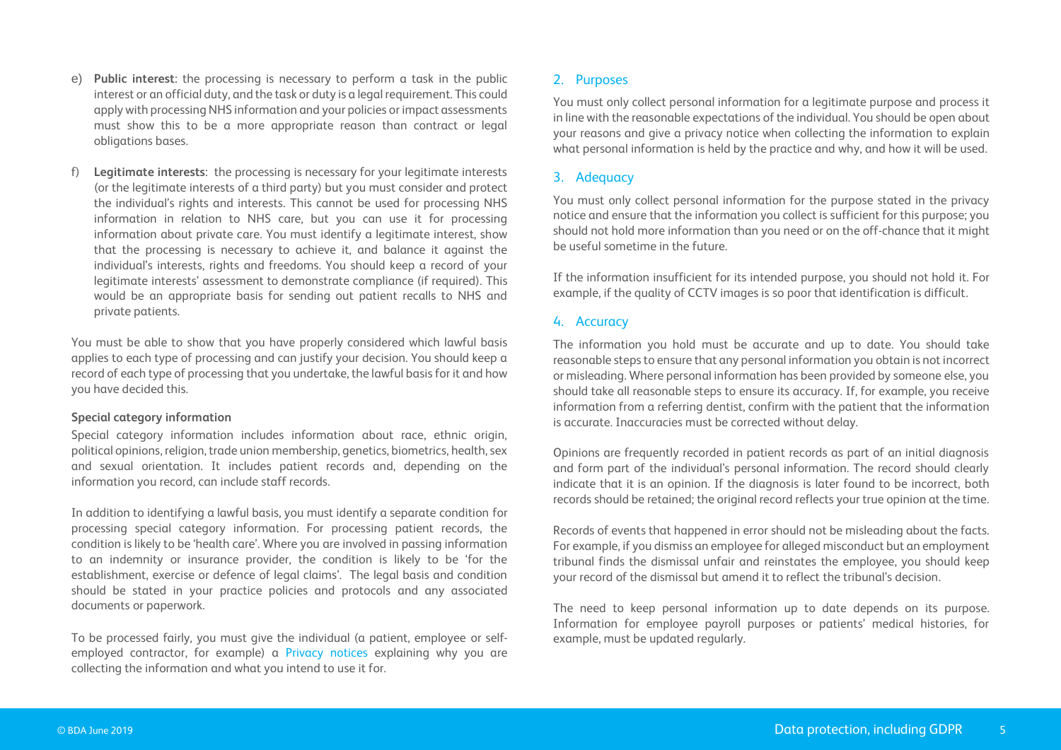e) **Public interest**: the processing is necessary to perform a task in the public interest or an official duty, and the task or duty is a legal requirement. This could apply with processing NHS information and your policies or impact assessments must show this to be a more appropriate reason than contract or legal obligations bases.

f) **Legitimate interests**: the processing is necessary for your legitimate interests (or the legitimate interests of a third party) but you must consider and protect the individual's rights and interests. This cannot be used for processing NHS information in relation to NHS care, but you can use it for processing information about private care. You must identify a legitimate interest, show that the processing is necessary to achieve it, and balance it against the individual's interests, rights and freedoms. You should keep a record of your legitimate interests' assessment to demonstrate compliance (if required). This would be an appropriate basis for sending out patient recalls to NHS and private patients.

You must be able to show that you have properly considered which lawful basis applies to each type of processing and can justify your decision. You should keep a record of each type of processing that you undertake, the lawful basis for it and how you have decided this.

**Special category information**

Special category information includes information about race, ethnic origin, political opinions, religion, trade union membership, genetics, biometrics, health, sex and sexual orientation. It includes patient records and, depending on the information you record, can include staff records.

In addition to identifying a lawful basis, you must identify a separate condition for processing special category information. For processing patient records, the condition is likely to be 'health care'. Where you are involved in passing information to an indemnity or insurance provider, the condition is likely to be 'for the establishment, exercise or defence of legal claims'. The legal basis and condition should be stated in your practice policies and protocols and any associated documents or paperwork.

To be processed fairly, you must give the individual (a patient, employee or self-employed contractor, for example) a Privacy notices explaining why you are collecting the information and what you intend to use it for.

## 2. Purposes

You must only collect personal information for a legitimate purpose and process it in line with the reasonable expectations of the individual. You should be open about your reasons and give a privacy notice when collecting the information to explain what personal information is held by the practice and why, and how it will be used.

## 3. Adequacy

You must only collect personal information for the purpose stated in the privacy notice and ensure that the information you collect is sufficient for this purpose; you should not hold more information than you need or on the off-chance that it might be useful sometime in the future.

If the information insufficient for its intended purpose, you should not hold it. For example, if the quality of CCTV images is so poor that identification is difficult.

## 4. Accuracy

The information you hold must be accurate and up to date. You should take reasonable steps to ensure that any personal information you obtain is not incorrect or misleading. Where personal information has been provided by someone else, you should take all reasonable steps to ensure its accuracy. If, for example, you receive information from a referring dentist, confirm with the patient that the information is accurate. Inaccuracies must be corrected without delay.

Opinions are frequently recorded in patient records as part of an initial diagnosis and form part of the individual's personal information. The record should clearly indicate that it is an opinion. If the diagnosis is later found to be incorrect, both records should be retained; the original record reflects your true opinion at the time.

Records of events that happened in error should not be misleading about the facts. For example, if you dismiss an employee for alleged misconduct but an employment tribunal finds the dismissal unfair and reinstates the employee, you should keep your record of the dismissal but amend it to reflect the tribunal's decision.

The need to keep personal information up to date depends on its purpose. Information for employee payroll purposes or patients' medical histories, for example, must be updated regularly.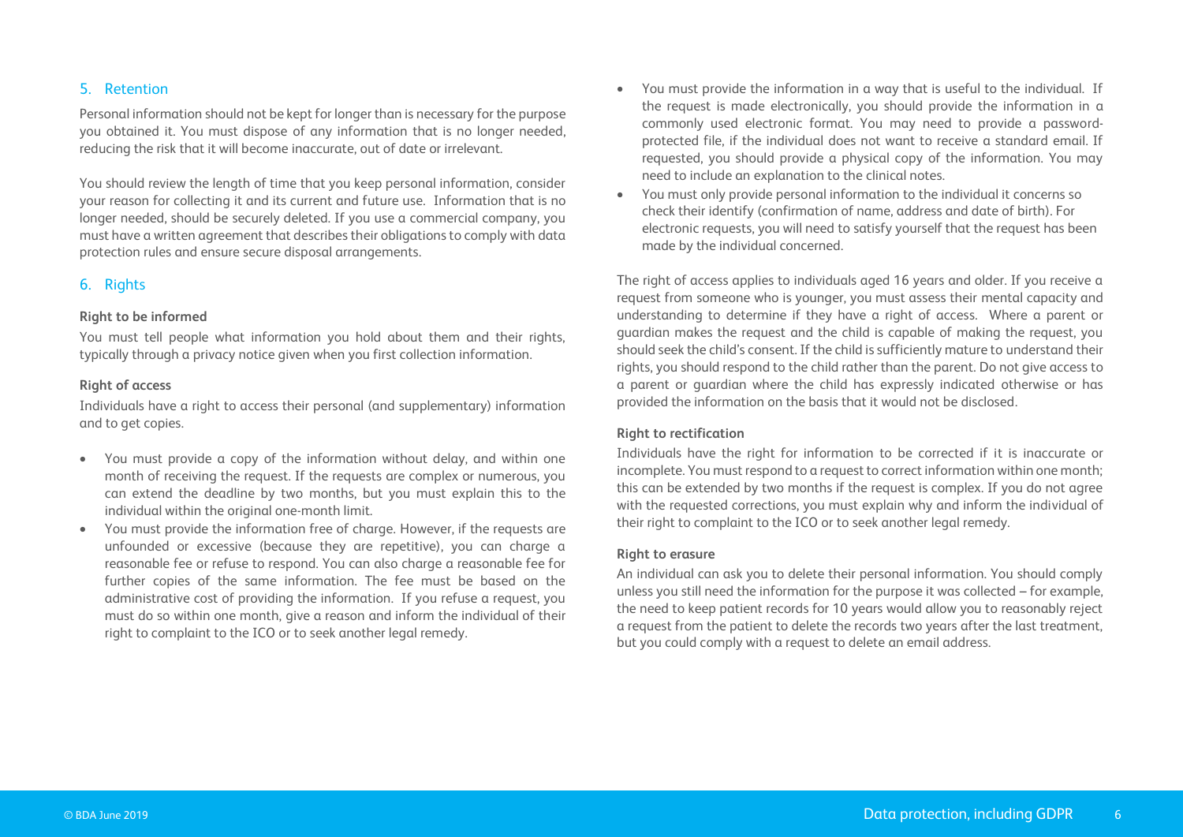## 5. Retention

Personal information should not be kept for longer than is necessary for the purpose you obtained it. You must dispose of any information that is no longer needed, reducing the risk that it will become inaccurate, out of date or irrelevant.

You should review the length of time that you keep personal information, consider your reason for collecting it and its current and future use. Information that is no longer needed, should be securely deleted. If you use a commercial company, you must have a written agreement that describes their obligations to comply with data protection rules and ensure secure disposal arrangements.

## 6. Rights

**Right to be informed**

You must tell people what information you hold about them and their rights, typically through a privacy notice given when you first collection information.

**Right of access**

Individuals have a right to access their personal (and supplementary) information and to get copies.

- You must provide a copy of the information without delay, and within one month of receiving the request. If the requests are complex or numerous, you can extend the deadline by two months, but you must explain this to the individual within the original one-month limit.
- You must provide the information free of charge. However, if the requests are unfounded or excessive (because they are repetitive), you can charge a reasonable fee or refuse to respond. You can also charge a reasonable fee for further copies of the same information. The fee must be based on the administrative cost of providing the information. If you refuse a request, you must do so within one month, give a reason and inform the individual of their right to complaint to the ICO or to seek another legal remedy.
- You must provide the information in a way that is useful to the individual. If the request is made electronically, you should provide the information in a commonly used electronic format. You may need to provide a password-protected file, if the individual does not want to receive a standard email. If requested, you should provide a physical copy of the information. You may need to include an explanation to the clinical notes.
- You must only provide personal information to the individual it concerns so check their identify (confirmation of name, address and date of birth). For electronic requests, you will need to satisfy yourself that the request has been made by the individual concerned.

The right of access applies to individuals aged 16 years and older. If you receive a request from someone who is younger, you must assess their mental capacity and understanding to determine if they have a right of access. Where a parent or guardian makes the request and the child is capable of making the request, you should seek the child's consent. If the child is sufficiently mature to understand their rights, you should respond to the child rather than the parent. Do not give access to a parent or guardian where the child has expressly indicated otherwise or has provided the information on the basis that it would not be disclosed.

**Right to rectification**

Individuals have the right for information to be corrected if it is inaccurate or incomplete. You must respond to a request to correct information within one month; this can be extended by two months if the request is complex. If you do not agree with the requested corrections, you must explain why and inform the individual of their right to complaint to the ICO or to seek another legal remedy.

**Right to erasure**

An individual can ask you to delete their personal information. You should comply unless you still need the information for the purpose it was collected – for example, the need to keep patient records for 10 years would allow you to reasonably reject a request from the patient to delete the records two years after the last treatment, but you could comply with a request to delete an email address.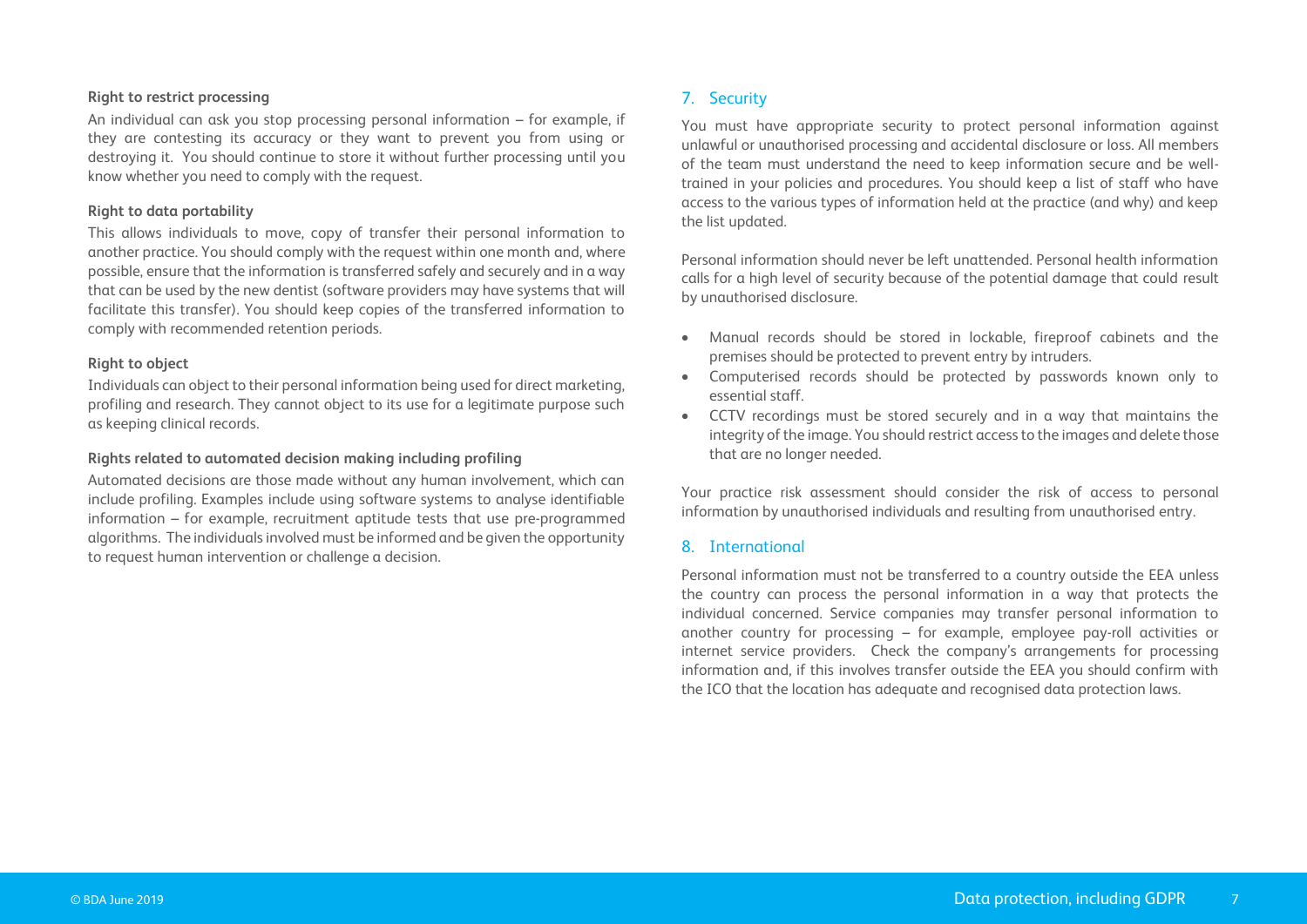### Right to restrict processing

An individual can ask you stop processing personal information – for example, if they are contesting its accuracy or they want to prevent you from using or destroying it. You should continue to store it without further processing until you know whether you need to comply with the request.

### Right to data portability

This allows individuals to move, copy of transfer their personal information to another practice. You should comply with the request within one month and, where possible, ensure that the information is transferred safely and securely and in a way that can be used by the new dentist (software providers may have systems that will facilitate this transfer). You should keep copies of the transferred information to comply with recommended retention periods.

### Right to object

Individuals can object to their personal information being used for direct marketing, profiling and research. They cannot object to its use for a legitimate purpose such as keeping clinical records.

### Rights related to automated decision making including profiling

Automated decisions are those made without any human involvement, which can include profiling. Examples include using software systems to analyse identifiable information – for example, recruitment aptitude tests that use pre-programmed algorithms. The individuals involved must be informed and be given the opportunity to request human intervention or challenge a decision.

## 7. Security

You must have appropriate security to protect personal information against unlawful or unauthorised processing and accidental disclosure or loss. All members of the team must understand the need to keep information secure and be well-trained in your policies and procedures. You should keep a list of staff who have access to the various types of information held at the practice (and why) and keep the list updated.

Personal information should never be left unattended. Personal health information calls for a high level of security because of the potential damage that could result by unauthorised disclosure.

- Manual records should be stored in lockable, fireproof cabinets and the premises should be protected to prevent entry by intruders.
- Computerised records should be protected by passwords known only to essential staff.
- CCTV recordings must be stored securely and in a way that maintains the integrity of the image. You should restrict access to the images and delete those that are no longer needed.

Your practice risk assessment should consider the risk of access to personal information by unauthorised individuals and resulting from unauthorised entry.

## 8. International

Personal information must not be transferred to a country outside the EEA unless the country can process the personal information in a way that protects the individual concerned. Service companies may transfer personal information to another country for processing – for example, employee pay-roll activities or internet service providers. Check the company's arrangements for processing information and, if this involves transfer outside the EEA you should confirm with the ICO that the location has adequate and recognised data protection laws.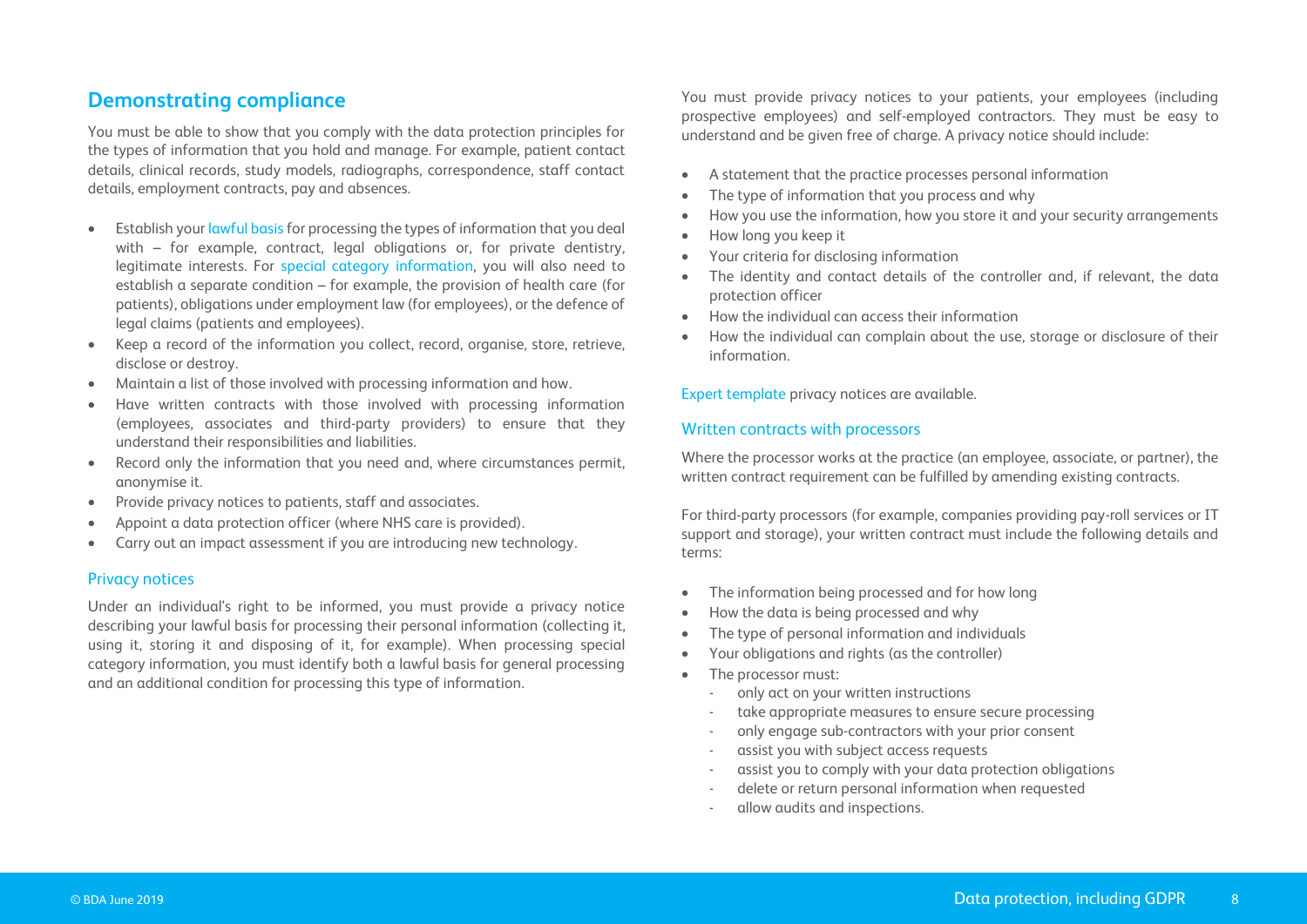## Demonstrating compliance

You must be able to show that you comply with the data protection principles for the types of information that you hold and manage. For example, patient contact details, clinical records, study models, radiographs, correspondence, staff contact details, employment contracts, pay and absences.

- Establish your lawful basis for processing the types of information that you deal with – for example, contract, legal obligations or, for private dentistry, legitimate interests. For special category information, you will also need to establish a separate condition – for example, the provision of health care (for patients), obligations under employment law (for employees), or the defence of legal claims (patients and employees).
- Keep a record of the information you collect, record, organise, store, retrieve, disclose or destroy.
- Maintain a list of those involved with processing information and how.
- Have written contracts with those involved with processing information (employees, associates and third-party providers) to ensure that they understand their responsibilities and liabilities.
- Record only the information that you need and, where circumstances permit, anonymise it.
- Provide privacy notices to patients, staff and associates.
- Appoint a data protection officer (where NHS care is provided).
- Carry out an impact assessment if you are introducing new technology.

### Privacy notices

Under an individual's right to be informed, you must provide a privacy notice describing your lawful basis for processing their personal information (collecting it, using it, storing it and disposing of it, for example). When processing special category information, you must identify both a lawful basis for general processing and an additional condition for processing this type of information.

You must provide privacy notices to your patients, your employees (including prospective employees) and self-employed contractors. They must be easy to understand and be given free of charge. A privacy notice should include:

- A statement that the practice processes personal information
- The type of information that you process and why
- How you use the information, how you store it and your security arrangements
- How long you keep it
- Your criteria for disclosing information
- The identity and contact details of the controller and, if relevant, the data protection officer
- How the individual can access their information
- How the individual can complain about the use, storage or disclosure of their information.

Expert template privacy notices are available.

### Written contracts with processors

Where the processor works at the practice (an employee, associate, or partner), the written contract requirement can be fulfilled by amending existing contracts.

For third-party processors (for example, companies providing pay-roll services or IT support and storage), your written contract must include the following details and terms:

- The information being processed and for how long
- How the data is being processed and why
- The type of personal information and individuals
- Your obligations and rights (as the controller)
- The processor must:
  - only act on your written instructions
  - take appropriate measures to ensure secure processing
  - only engage sub-contractors with your prior consent
  - assist you with subject access requests
  - assist you to comply with your data protection obligations
  - delete or return personal information when requested
  - allow audits and inspections.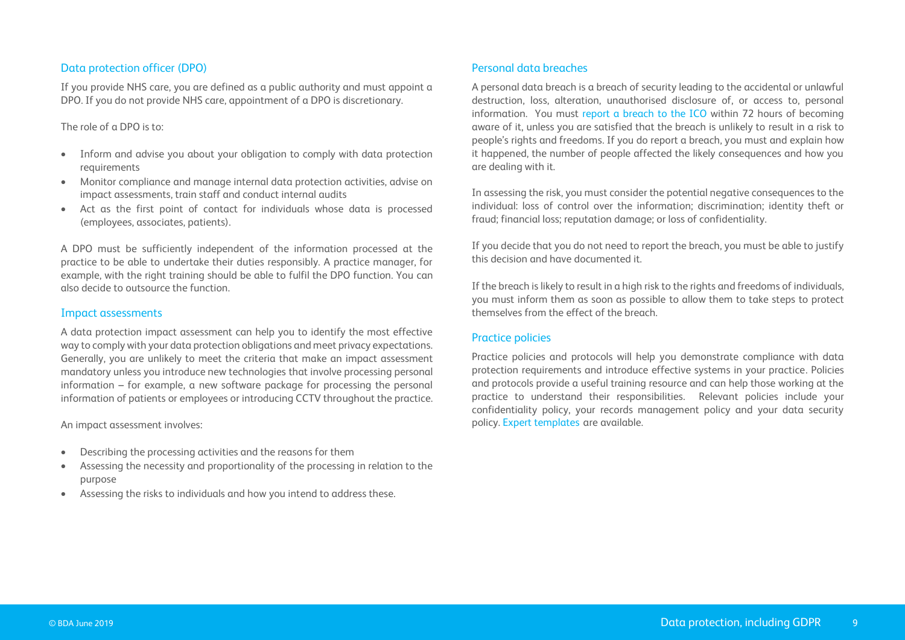## Data protection officer (DPO)

If you provide NHS care, you are defined as a public authority and must appoint a DPO. If you do not provide NHS care, appointment of a DPO is discretionary.

The role of a DPO is to:

- Inform and advise you about your obligation to comply with data protection requirements
- Monitor compliance and manage internal data protection activities, advise on impact assessments, train staff and conduct internal audits
- Act as the first point of contact for individuals whose data is processed (employees, associates, patients).

A DPO must be sufficiently independent of the information processed at the practice to be able to undertake their duties responsibly. A practice manager, for example, with the right training should be able to fulfil the DPO function. You can also decide to outsource the function.

## Impact assessments

A data protection impact assessment can help you to identify the most effective way to comply with your data protection obligations and meet privacy expectations. Generally, you are unlikely to meet the criteria that make an impact assessment mandatory unless you introduce new technologies that involve processing personal information – for example, a new software package for processing the personal information of patients or employees or introducing CCTV throughout the practice.

An impact assessment involves:

- Describing the processing activities and the reasons for them
- Assessing the necessity and proportionality of the processing in relation to the purpose
- Assessing the risks to individuals and how you intend to address these.

## Personal data breaches

A personal data breach is a breach of security leading to the accidental or unlawful destruction, loss, alteration, unauthorised disclosure of, or access to, personal information. You must report a breach to the ICO within 72 hours of becoming aware of it, unless you are satisfied that the breach is unlikely to result in a risk to people's rights and freedoms. If you do report a breach, you must and explain how it happened, the number of people affected the likely consequences and how you are dealing with it.

In assessing the risk, you must consider the potential negative consequences to the individual: loss of control over the information; discrimination; identity theft or fraud; financial loss; reputation damage; or loss of confidentiality.

If you decide that you do not need to report the breach, you must be able to justify this decision and have documented it.

If the breach is likely to result in a high risk to the rights and freedoms of individuals, you must inform them as soon as possible to allow them to take steps to protect themselves from the effect of the breach.

## Practice policies

Practice policies and protocols will help you demonstrate compliance with data protection requirements and introduce effective systems in your practice. Policies and protocols provide a useful training resource and can help those working at the practice to understand their responsibilities. Relevant policies include your confidentiality policy, your records management policy and your data security policy. Expert templates are available.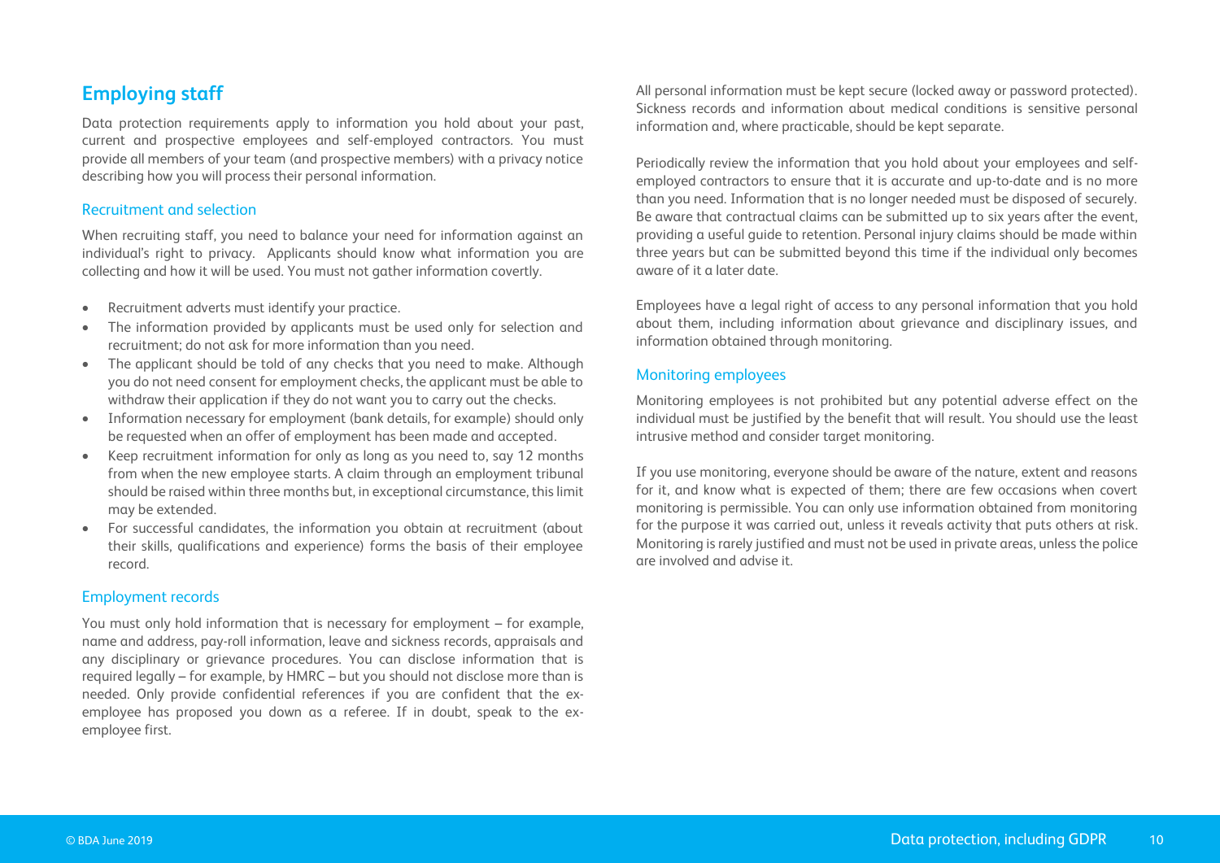## Employing staff

Data protection requirements apply to information you hold about your past, current and prospective employees and self-employed contractors. You must provide all members of your team (and prospective members) with a privacy notice describing how you will process their personal information.

### Recruitment and selection

When recruiting staff, you need to balance your need for information against an individual's right to privacy. Applicants should know what information you are collecting and how it will be used. You must not gather information covertly.

- Recruitment adverts must identify your practice.
- The information provided by applicants must be used only for selection and recruitment; do not ask for more information than you need.
- The applicant should be told of any checks that you need to make. Although you do not need consent for employment checks, the applicant must be able to withdraw their application if they do not want you to carry out the checks.
- Information necessary for employment (bank details, for example) should only be requested when an offer of employment has been made and accepted.
- Keep recruitment information for only as long as you need to, say 12 months from when the new employee starts. A claim through an employment tribunal should be raised within three months but, in exceptional circumstance, this limit may be extended.
- For successful candidates, the information you obtain at recruitment (about their skills, qualifications and experience) forms the basis of their employee record.

### Employment records

You must only hold information that is necessary for employment – for example, name and address, pay-roll information, leave and sickness records, appraisals and any disciplinary or grievance procedures. You can disclose information that is required legally – for example, by HMRC – but you should not disclose more than is needed. Only provide confidential references if you are confident that the ex-employee has proposed you down as a referee. If in doubt, speak to the ex-employee first.

All personal information must be kept secure (locked away or password protected). Sickness records and information about medical conditions is sensitive personal information and, where practicable, should be kept separate.

Periodically review the information that you hold about your employees and self-employed contractors to ensure that it is accurate and up-to-date and is no more than you need. Information that is no longer needed must be disposed of securely. Be aware that contractual claims can be submitted up to six years after the event, providing a useful guide to retention. Personal injury claims should be made within three years but can be submitted beyond this time if the individual only becomes aware of it a later date.

Employees have a legal right of access to any personal information that you hold about them, including information about grievance and disciplinary issues, and information obtained through monitoring.

### Monitoring employees

Monitoring employees is not prohibited but any potential adverse effect on the individual must be justified by the benefit that will result. You should use the least intrusive method and consider target monitoring.

If you use monitoring, everyone should be aware of the nature, extent and reasons for it, and know what is expected of them; there are few occasions when covert monitoring is permissible. You can only use information obtained from monitoring for the purpose it was carried out, unless it reveals activity that puts others at risk. Monitoring is rarely justified and must not be used in private areas, unless the police are involved and advise it.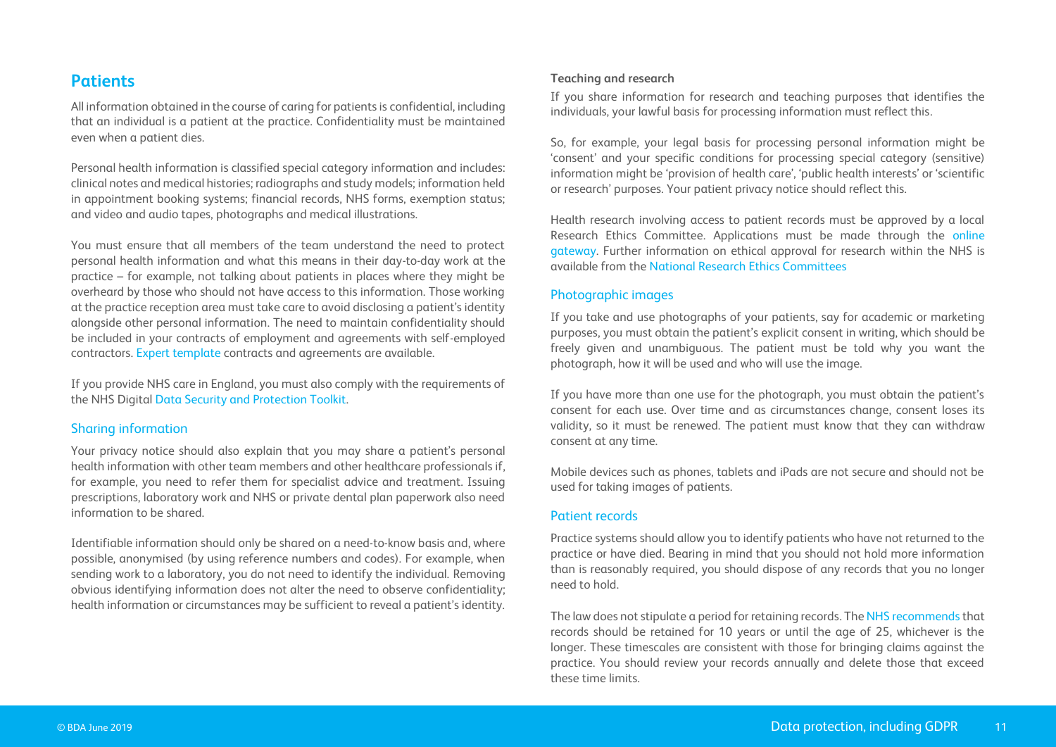## Patients

All information obtained in the course of caring for patients is confidential, including that an individual is a patient at the practice. Confidentiality must be maintained even when a patient dies.

Personal health information is classified special category information and includes: clinical notes and medical histories; radiographs and study models; information held in appointment booking systems; financial records, NHS forms, exemption status; and video and audio tapes, photographs and medical illustrations.

You must ensure that all members of the team understand the need to protect personal health information and what this means in their day-to-day work at the practice – for example, not talking about patients in places where they might be overheard by those who should not have access to this information. Those working at the practice reception area must take care to avoid disclosing a patient's identity alongside other personal information. The need to maintain confidentiality should be included in your contracts of employment and agreements with self-employed contractors. Expert template contracts and agreements are available.

If you provide NHS care in England, you must also comply with the requirements of the NHS Digital Data Security and Protection Toolkit.

### Sharing information

Your privacy notice should also explain that you may share a patient's personal health information with other team members and other healthcare professionals if, for example, you need to refer them for specialist advice and treatment. Issuing prescriptions, laboratory work and NHS or private dental plan paperwork also need information to be shared.

Identifiable information should only be shared on a need-to-know basis and, where possible, anonymised (by using reference numbers and codes). For example, when sending work to a laboratory, you do not need to identify the individual. Removing obvious identifying information does not alter the need to observe confidentiality; health information or circumstances may be sufficient to reveal a patient's identity.

**Teaching and research**

If you share information for research and teaching purposes that identifies the individuals, your lawful basis for processing information must reflect this.

So, for example, your legal basis for processing personal information might be 'consent' and your specific conditions for processing special category (sensitive) information might be 'provision of health care', 'public health interests' or 'scientific or research' purposes. Your patient privacy notice should reflect this.

Health research involving access to patient records must be approved by a local Research Ethics Committee. Applications must be made through the online gateway. Further information on ethical approval for research within the NHS is available from the National Research Ethics Committees

### Photographic images

If you take and use photographs of your patients, say for academic or marketing purposes, you must obtain the patient's explicit consent in writing, which should be freely given and unambiguous. The patient must be told why you want the photograph, how it will be used and who will use the image.

If you have more than one use for the photograph, you must obtain the patient's consent for each use. Over time and as circumstances change, consent loses its validity, so it must be renewed. The patient must know that they can withdraw consent at any time.

Mobile devices such as phones, tablets and iPads are not secure and should not be used for taking images of patients.

### Patient records

Practice systems should allow you to identify patients who have not returned to the practice or have died. Bearing in mind that you should not hold more information than is reasonably required, you should dispose of any records that you no longer need to hold.

The law does not stipulate a period for retaining records. The NHS recommends that records should be retained for 10 years or until the age of 25, whichever is the longer. These timescales are consistent with those for bringing claims against the practice. You should review your records annually and delete those that exceed these time limits.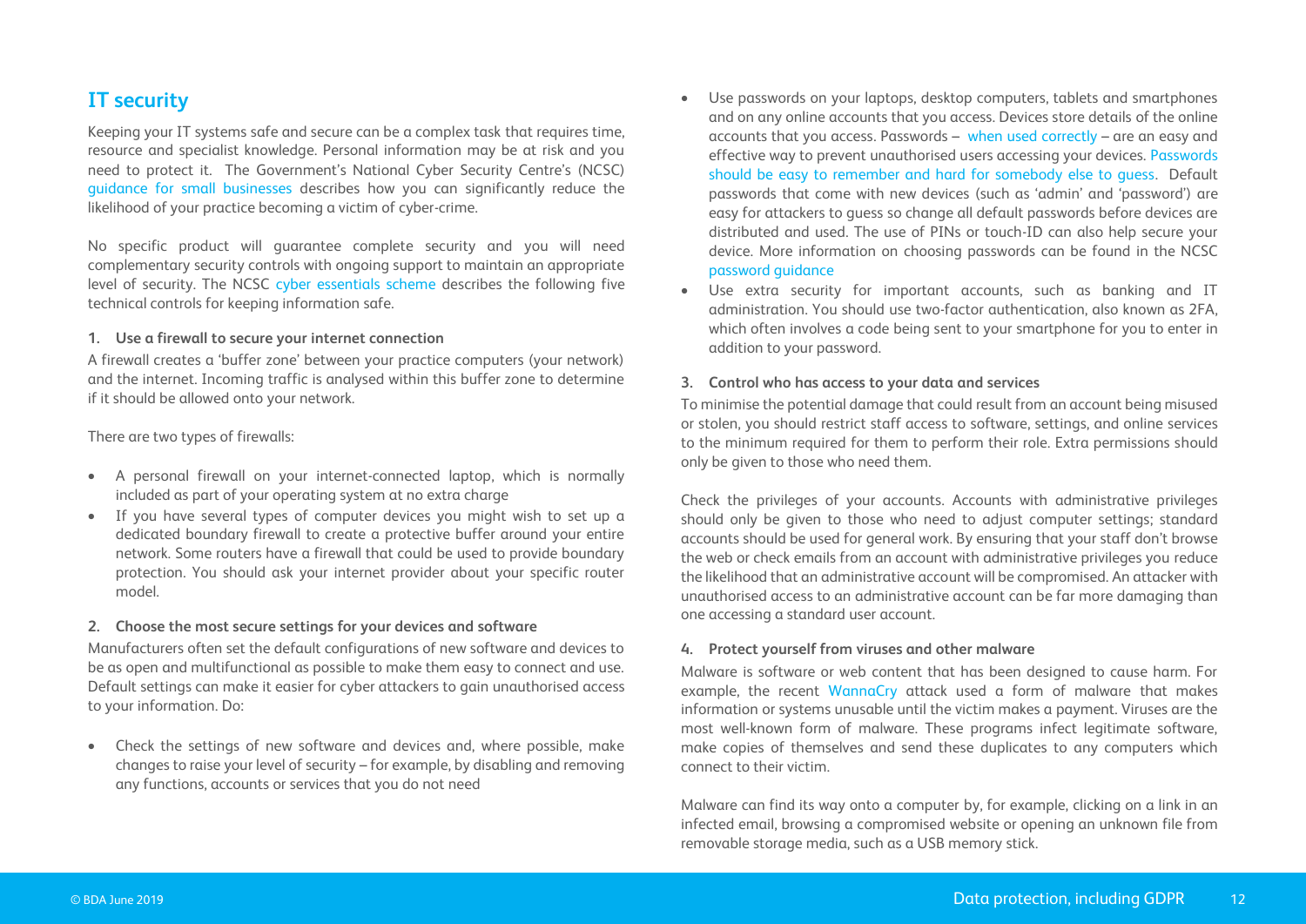## IT security

Keeping your IT systems safe and secure can be a complex task that requires time, resource and specialist knowledge. Personal information may be at risk and you need to protect it. The Government's National Cyber Security Centre's (NCSC) guidance for small businesses describes how you can significantly reduce the likelihood of your practice becoming a victim of cyber-crime.

No specific product will guarantee complete security and you will need complementary security controls with ongoing support to maintain an appropriate level of security. The NCSC cyber essentials scheme describes the following five technical controls for keeping information safe.

**1. Use a firewall to secure your internet connection**

A firewall creates a 'buffer zone' between your practice computers (your network) and the internet. Incoming traffic is analysed within this buffer zone to determine if it should be allowed onto your network.

There are two types of firewalls:

- A personal firewall on your internet-connected laptop, which is normally included as part of your operating system at no extra charge
- If you have several types of computer devices you might wish to set up a dedicated boundary firewall to create a protective buffer around your entire network. Some routers have a firewall that could be used to provide boundary protection. You should ask your internet provider about your specific router model.

**2. Choose the most secure settings for your devices and software**

Manufacturers often set the default configurations of new software and devices to be as open and multifunctional as possible to make them easy to connect and use. Default settings can make it easier for cyber attackers to gain unauthorised access to your information. Do:

- Check the settings of new software and devices and, where possible, make changes to raise your level of security – for example, by disabling and removing any functions, accounts or services that you do not need
- Use passwords on your laptops, desktop computers, tablets and smartphones and on any online accounts that you access. Devices store details of the online accounts that you access. Passwords – when used correctly – are an easy and effective way to prevent unauthorised users accessing your devices. Passwords should be easy to remember and hard for somebody else to guess. Default passwords that come with new devices (such as 'admin' and 'password') are easy for attackers to guess so change all default passwords before devices are distributed and used. The use of PINs or touch-ID can also help secure your device. More information on choosing passwords can be found in the NCSC password guidance
- Use extra security for important accounts, such as banking and IT administration. You should use two-factor authentication, also known as 2FA, which often involves a code being sent to your smartphone for you to enter in addition to your password.

**3. Control who has access to your data and services**

To minimise the potential damage that could result from an account being misused or stolen, you should restrict staff access to software, settings, and online services to the minimum required for them to perform their role. Extra permissions should only be given to those who need them.

Check the privileges of your accounts. Accounts with administrative privileges should only be given to those who need to adjust computer settings; standard accounts should be used for general work. By ensuring that your staff don't browse the web or check emails from an account with administrative privileges you reduce the likelihood that an administrative account will be compromised. An attacker with unauthorised access to an administrative account can be far more damaging than one accessing a standard user account.

**4. Protect yourself from viruses and other malware**

Malware is software or web content that has been designed to cause harm. For example, the recent WannaCry attack used a form of malware that makes information or systems unusable until the victim makes a payment. Viruses are the most well-known form of malware. These programs infect legitimate software, make copies of themselves and send these duplicates to any computers which connect to their victim.

Malware can find its way onto a computer by, for example, clicking on a link in an infected email, browsing a compromised website or opening an unknown file from removable storage media, such as a USB memory stick.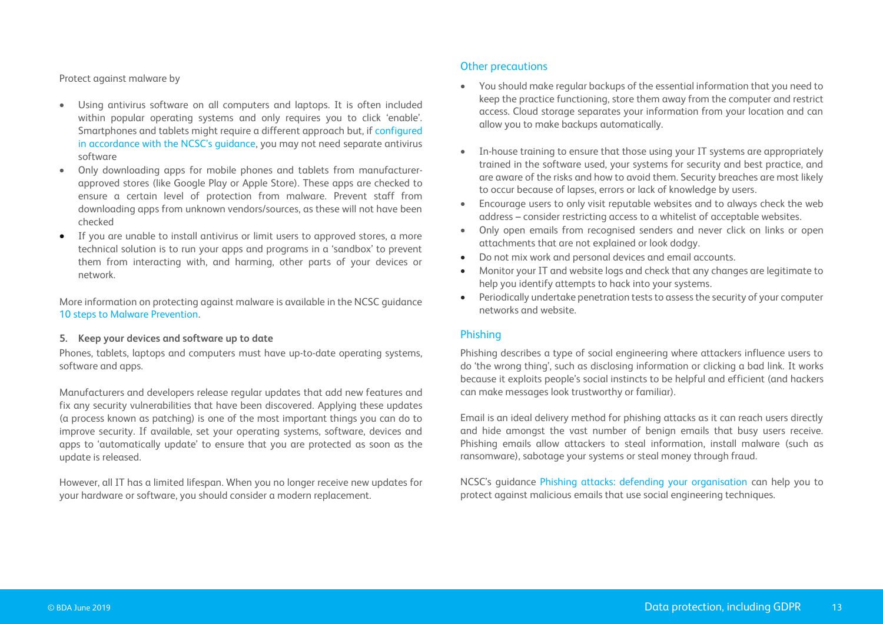Protect against malware by

- Using antivirus software on all computers and laptops. It is often included within popular operating systems and only requires you to click 'enable'. Smartphones and tablets might require a different approach but, if configured in accordance with the NCSC's guidance, you may not need separate antivirus software
- Only downloading apps for mobile phones and tablets from manufacturer-approved stores (like Google Play or Apple Store). These apps are checked to ensure a certain level of protection from malware. Prevent staff from downloading apps from unknown vendors/sources, as these will not have been checked
- If you are unable to install antivirus or limit users to approved stores, a more technical solution is to run your apps and programs in a 'sandbox' to prevent them from interacting with, and harming, other parts of your devices or network.

More information on protecting against malware is available in the NCSC guidance 10 steps to Malware Prevention.

### 5. Keep your devices and software up to date

Phones, tablets, laptops and computers must have up-to-date operating systems, software and apps.

Manufacturers and developers release regular updates that add new features and fix any security vulnerabilities that have been discovered. Applying these updates (a process known as patching) is one of the most important things you can do to improve security. If available, set your operating systems, software, devices and apps to 'automatically update' to ensure that you are protected as soon as the update is released.

However, all IT has a limited lifespan. When you no longer receive new updates for your hardware or software, you should consider a modern replacement.

## Other precautions

- You should make regular backups of the essential information that you need to keep the practice functioning, store them away from the computer and restrict access. Cloud storage separates your information from your location and can allow you to make backups automatically.

- In-house training to ensure that those using your IT systems are appropriately trained in the software used, your systems for security and best practice, and are aware of the risks and how to avoid them. Security breaches are most likely to occur because of lapses, errors or lack of knowledge by users.
- Encourage users to only visit reputable websites and to always check the web address – consider restricting access to a whitelist of acceptable websites.
- Only open emails from recognised senders and never click on links or open attachments that are not explained or look dodgy.
- Do not mix work and personal devices and email accounts.
- Monitor your IT and website logs and check that any changes are legitimate to help you identify attempts to hack into your systems.
- Periodically undertake penetration tests to assess the security of your computer networks and website.

## Phishing

Phishing describes a type of social engineering where attackers influence users to do 'the wrong thing', such as disclosing information or clicking a bad link. It works because it exploits people's social instincts to be helpful and efficient (and hackers can make messages look trustworthy or familiar).

Email is an ideal delivery method for phishing attacks as it can reach users directly and hide amongst the vast number of benign emails that busy users receive. Phishing emails allow attackers to steal information, install malware (such as ransomware), sabotage your systems or steal money through fraud.

NCSC's guidance Phishing attacks: defending your organisation can help you to protect against malicious emails that use social engineering techniques.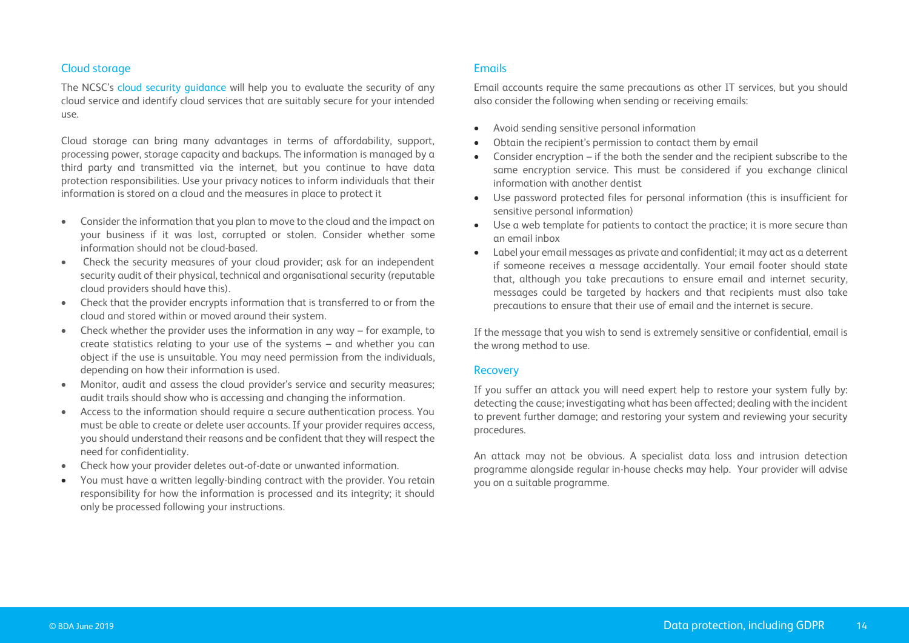## Cloud storage

The NCSC's cloud security guidance will help you to evaluate the security of any cloud service and identify cloud services that are suitably secure for your intended use.

Cloud storage can bring many advantages in terms of affordability, support, processing power, storage capacity and backups. The information is managed by a third party and transmitted via the internet, but you continue to have data protection responsibilities. Use your privacy notices to inform individuals that their information is stored on a cloud and the measures in place to protect it

- Consider the information that you plan to move to the cloud and the impact on your business if it was lost, corrupted or stolen. Consider whether some information should not be cloud-based.
- Check the security measures of your cloud provider; ask for an independent security audit of their physical, technical and organisational security (reputable cloud providers should have this).
- Check that the provider encrypts information that is transferred to or from the cloud and stored within or moved around their system.
- Check whether the provider uses the information in any way – for example, to create statistics relating to your use of the systems – and whether you can object if the use is unsuitable. You may need permission from the individuals, depending on how their information is used.
- Monitor, audit and assess the cloud provider's service and security measures; audit trails should show who is accessing and changing the information.
- Access to the information should require a secure authentication process. You must be able to create or delete user accounts. If your provider requires access, you should understand their reasons and be confident that they will respect the need for confidentiality.
- Check how your provider deletes out-of-date or unwanted information.
- You must have a written legally-binding contract with the provider. You retain responsibility for how the information is processed and its integrity; it should only be processed following your instructions.

## Emails

Email accounts require the same precautions as other IT services, but you should also consider the following when sending or receiving emails:

- Avoid sending sensitive personal information
- Obtain the recipient's permission to contact them by email
- Consider encryption – if the both the sender and the recipient subscribe to the same encryption service. This must be considered if you exchange clinical information with another dentist
- Use password protected files for personal information (this is insufficient for sensitive personal information)
- Use a web template for patients to contact the practice; it is more secure than an email inbox
- Label your email messages as private and confidential; it may act as a deterrent if someone receives a message accidentally. Your email footer should state that, although you take precautions to ensure email and internet security, messages could be targeted by hackers and that recipients must also take precautions to ensure that their use of email and the internet is secure.

If the message that you wish to send is extremely sensitive or confidential, email is the wrong method to use.

## Recovery

If you suffer an attack you will need expert help to restore your system fully by: detecting the cause; investigating what has been affected; dealing with the incident to prevent further damage; and restoring your system and reviewing your security procedures.

An attack may not be obvious. A specialist data loss and intrusion detection programme alongside regular in-house checks may help. Your provider will advise you on a suitable programme.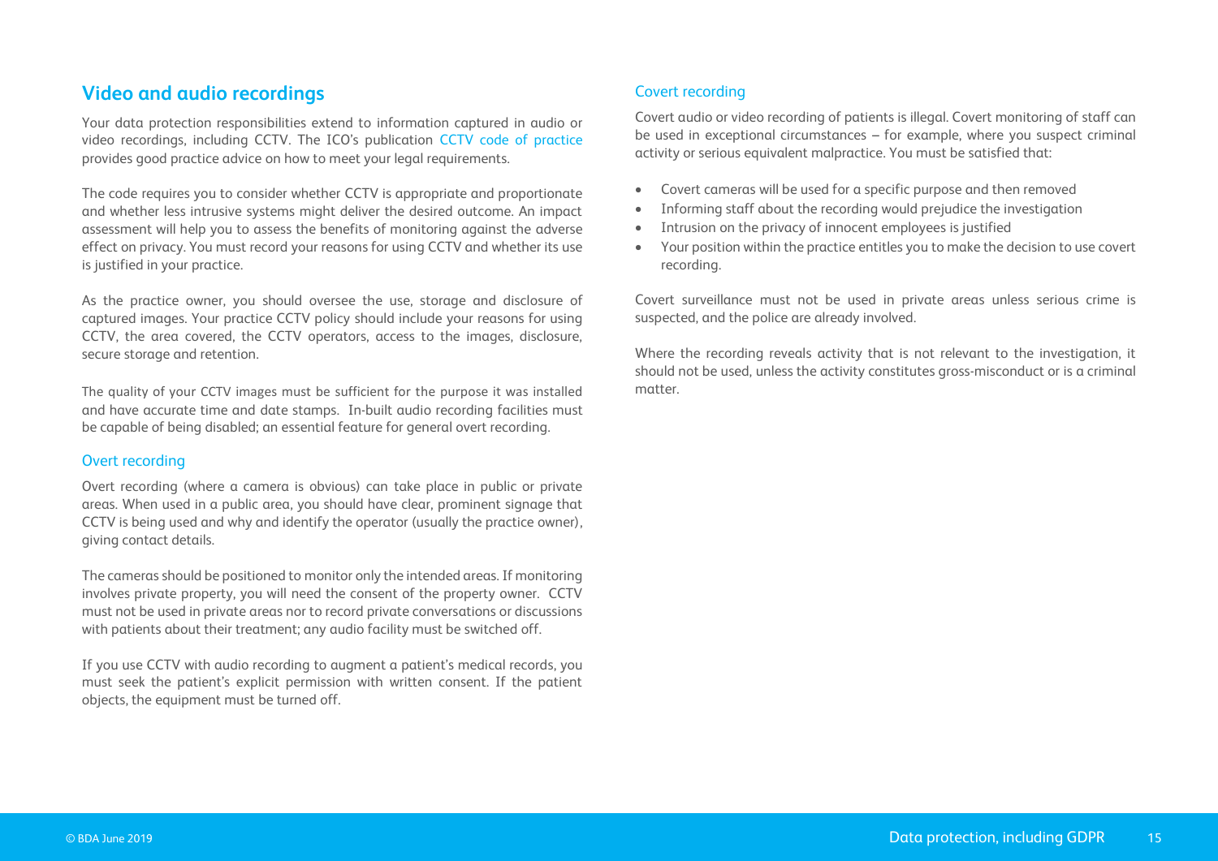## Video and audio recordings

Your data protection responsibilities extend to information captured in audio or video recordings, including CCTV. The ICO's publication CCTV code of practice provides good practice advice on how to meet your legal requirements.

The code requires you to consider whether CCTV is appropriate and proportionate and whether less intrusive systems might deliver the desired outcome. An impact assessment will help you to assess the benefits of monitoring against the adverse effect on privacy. You must record your reasons for using CCTV and whether its use is justified in your practice.

As the practice owner, you should oversee the use, storage and disclosure of captured images. Your practice CCTV policy should include your reasons for using CCTV, the area covered, the CCTV operators, access to the images, disclosure, secure storage and retention.

The quality of your CCTV images must be sufficient for the purpose it was installed and have accurate time and date stamps. In-built audio recording facilities must be capable of being disabled; an essential feature for general overt recording.

### Overt recording

Overt recording (where a camera is obvious) can take place in public or private areas. When used in a public area, you should have clear, prominent signage that CCTV is being used and why and identify the operator (usually the practice owner), giving contact details.

The cameras should be positioned to monitor only the intended areas. If monitoring involves private property, you will need the consent of the property owner. CCTV must not be used in private areas nor to record private conversations or discussions with patients about their treatment; any audio facility must be switched off.

If you use CCTV with audio recording to augment a patient's medical records, you must seek the patient's explicit permission with written consent. If the patient objects, the equipment must be turned off.

### Covert recording

Covert audio or video recording of patients is illegal. Covert monitoring of staff can be used in exceptional circumstances – for example, where you suspect criminal activity or serious equivalent malpractice. You must be satisfied that:

- Covert cameras will be used for a specific purpose and then removed
- Informing staff about the recording would prejudice the investigation
- Intrusion on the privacy of innocent employees is justified
- Your position within the practice entitles you to make the decision to use covert recording.

Covert surveillance must not be used in private areas unless serious crime is suspected, and the police are already involved.

Where the recording reveals activity that is not relevant to the investigation, it should not be used, unless the activity constitutes gross-misconduct or is a criminal matter.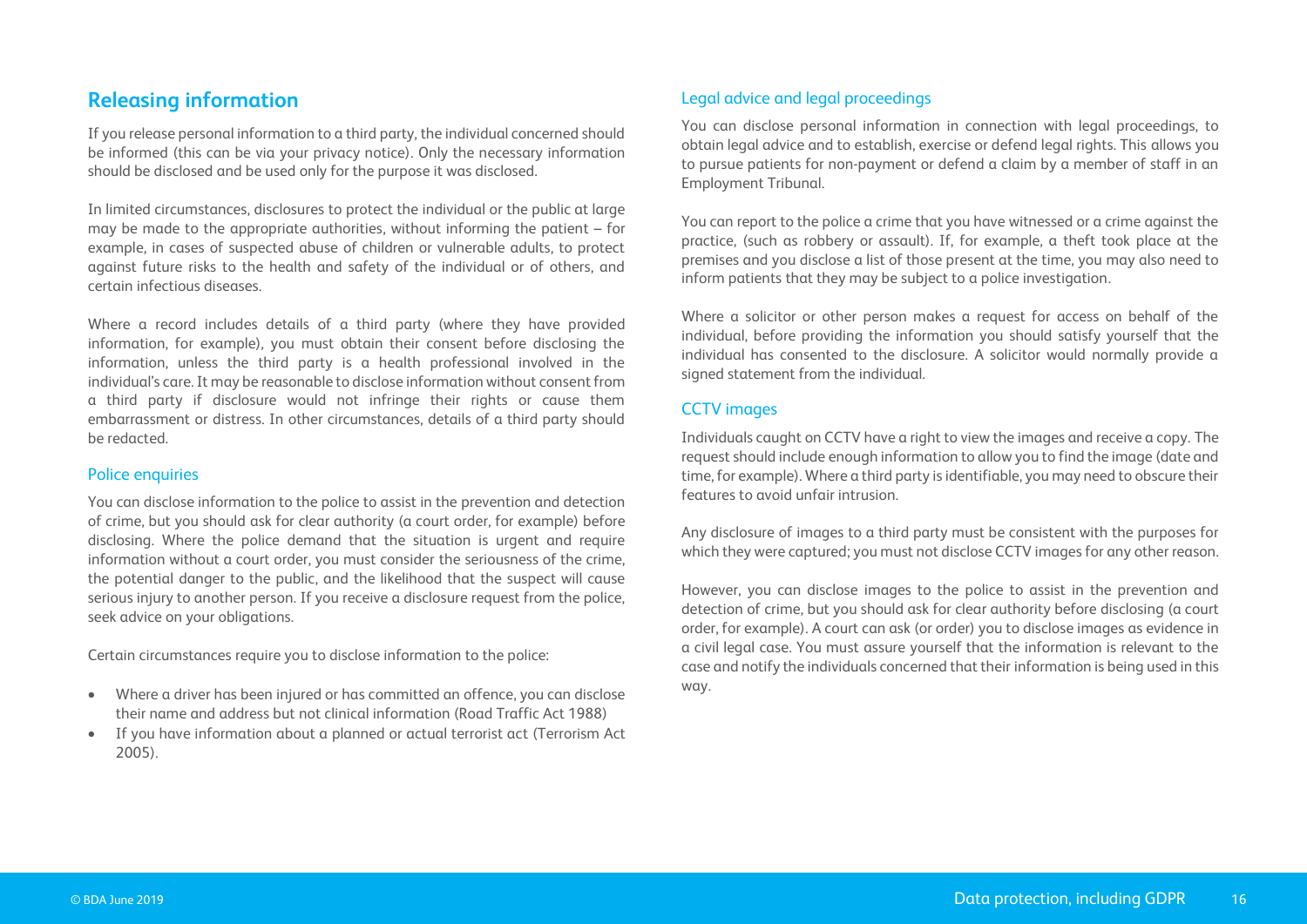## Releasing information

If you release personal information to a third party, the individual concerned should be informed (this can be via your privacy notice). Only the necessary information should be disclosed and be used only for the purpose it was disclosed.

In limited circumstances, disclosures to protect the individual or the public at large may be made to the appropriate authorities, without informing the patient – for example, in cases of suspected abuse of children or vulnerable adults, to protect against future risks to the health and safety of the individual or of others, and certain infectious diseases.

Where a record includes details of a third party (where they have provided information, for example), you must obtain their consent before disclosing the information, unless the third party is a health professional involved in the individual's care. It may be reasonable to disclose information without consent from a third party if disclosure would not infringe their rights or cause them embarrassment or distress. In other circumstances, details of a third party should be redacted.

### Police enquiries

You can disclose information to the police to assist in the prevention and detection of crime, but you should ask for clear authority (a court order, for example) before disclosing. Where the police demand that the situation is urgent and require information without a court order, you must consider the seriousness of the crime, the potential danger to the public, and the likelihood that the suspect will cause serious injury to another person. If you receive a disclosure request from the police, seek advice on your obligations.

Certain circumstances require you to disclose information to the police:

- Where a driver has been injured or has committed an offence, you can disclose their name and address but not clinical information (Road Traffic Act 1988)
- If you have information about a planned or actual terrorist act (Terrorism Act 2005).

### Legal advice and legal proceedings

You can disclose personal information in connection with legal proceedings, to obtain legal advice and to establish, exercise or defend legal rights. This allows you to pursue patients for non-payment or defend a claim by a member of staff in an Employment Tribunal.

You can report to the police a crime that you have witnessed or a crime against the practice, (such as robbery or assault). If, for example, a theft took place at the premises and you disclose a list of those present at the time, you may also need to inform patients that they may be subject to a police investigation.

Where a solicitor or other person makes a request for access on behalf of the individual, before providing the information you should satisfy yourself that the individual has consented to the disclosure. A solicitor would normally provide a signed statement from the individual.

### CCTV images

Individuals caught on CCTV have a right to view the images and receive a copy. The request should include enough information to allow you to find the image (date and time, for example). Where a third party is identifiable, you may need to obscure their features to avoid unfair intrusion.

Any disclosure of images to a third party must be consistent with the purposes for which they were captured; you must not disclose CCTV images for any other reason.

However, you can disclose images to the police to assist in the prevention and detection of crime, but you should ask for clear authority before disclosing (a court order, for example). A court can ask (or order) you to disclose images as evidence in a civil legal case. You must assure yourself that the information is relevant to the case and notify the individuals concerned that their information is being used in this way.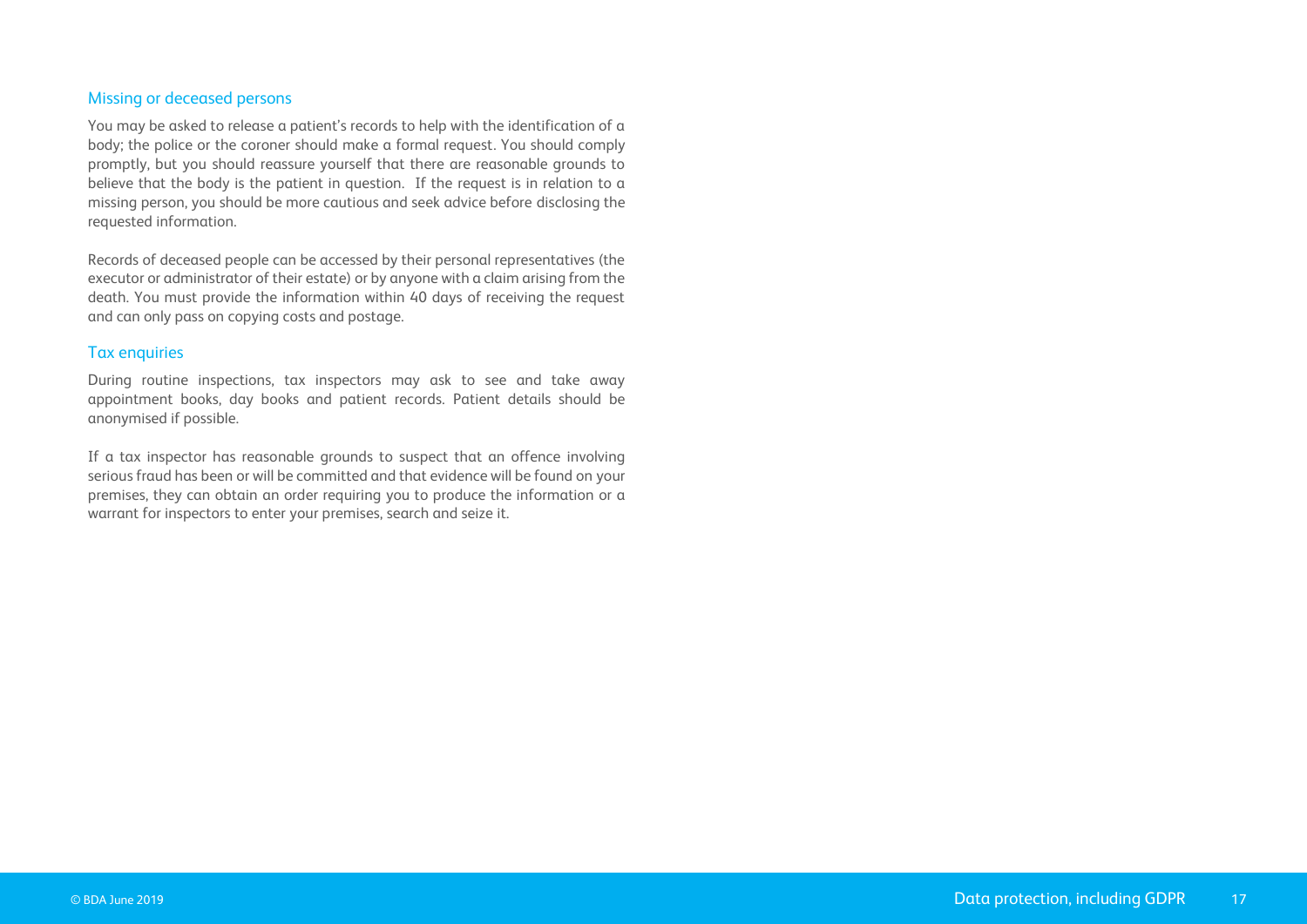## Missing or deceased persons

You may be asked to release a patient's records to help with the identification of a body; the police or the coroner should make a formal request. You should comply promptly, but you should reassure yourself that there are reasonable grounds to believe that the body is the patient in question. If the request is in relation to a missing person, you should be more cautious and seek advice before disclosing the requested information.

Records of deceased people can be accessed by their personal representatives (the executor or administrator of their estate) or by anyone with a claim arising from the death. You must provide the information within 40 days of receiving the request and can only pass on copying costs and postage.

## Tax enquiries

During routine inspections, tax inspectors may ask to see and take away appointment books, day books and patient records. Patient details should be anonymised if possible.

If a tax inspector has reasonable grounds to suspect that an offence involving serious fraud has been or will be committed and that evidence will be found on your premises, they can obtain an order requiring you to produce the information or a warrant for inspectors to enter your premises, search and seize it.